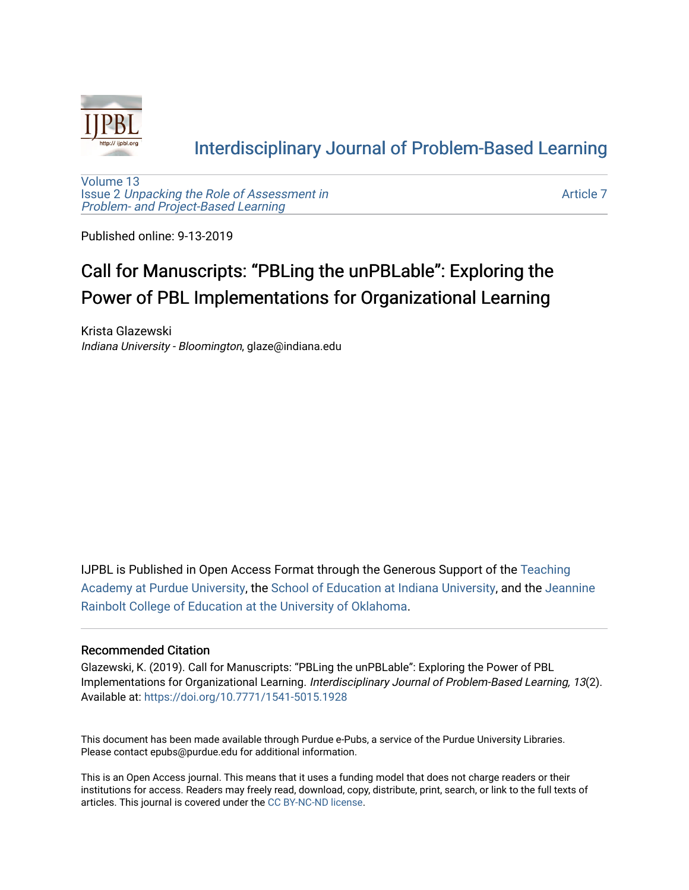Interdisciplinary Journal of Problem-Based Learning

Volume 13
Issue 2 *Unpacking the Role of Assessment in Problem- and Project-Based Learning*

Article 7

Published online: 9-13-2019

# Call for Manuscripts: "PBLing the unPBLable": Exploring the Power of PBL Implementations for Organizational Learning

Krista Glazewski
*Indiana University - Bloomington*, glaze@indiana.edu

IJPBL is Published in Open Access Format through the Generous Support of the Teaching Academy at Purdue University, the School of Education at Indiana University, and the Jeannine Rainbolt College of Education at the University of Oklahoma.

## Recommended Citation

Glazewski, K. (2019). Call for Manuscripts: "PBLing the unPBLable": Exploring the Power of PBL Implementations for Organizational Learning. *Interdisciplinary Journal of Problem-Based Learning, 13*(2).
Available at: https://doi.org/10.7771/1541-5015.1928

This document has been made available through Purdue e-Pubs, a service of the Purdue University Libraries. Please contact epubs@purdue.edu for additional information.

This is an Open Access journal. This means that it uses a funding model that does not charge readers or their institutions for access. Readers may freely read, download, copy, distribute, print, search, or link to the full texts of articles. This journal is covered under the CC BY-NC-ND license.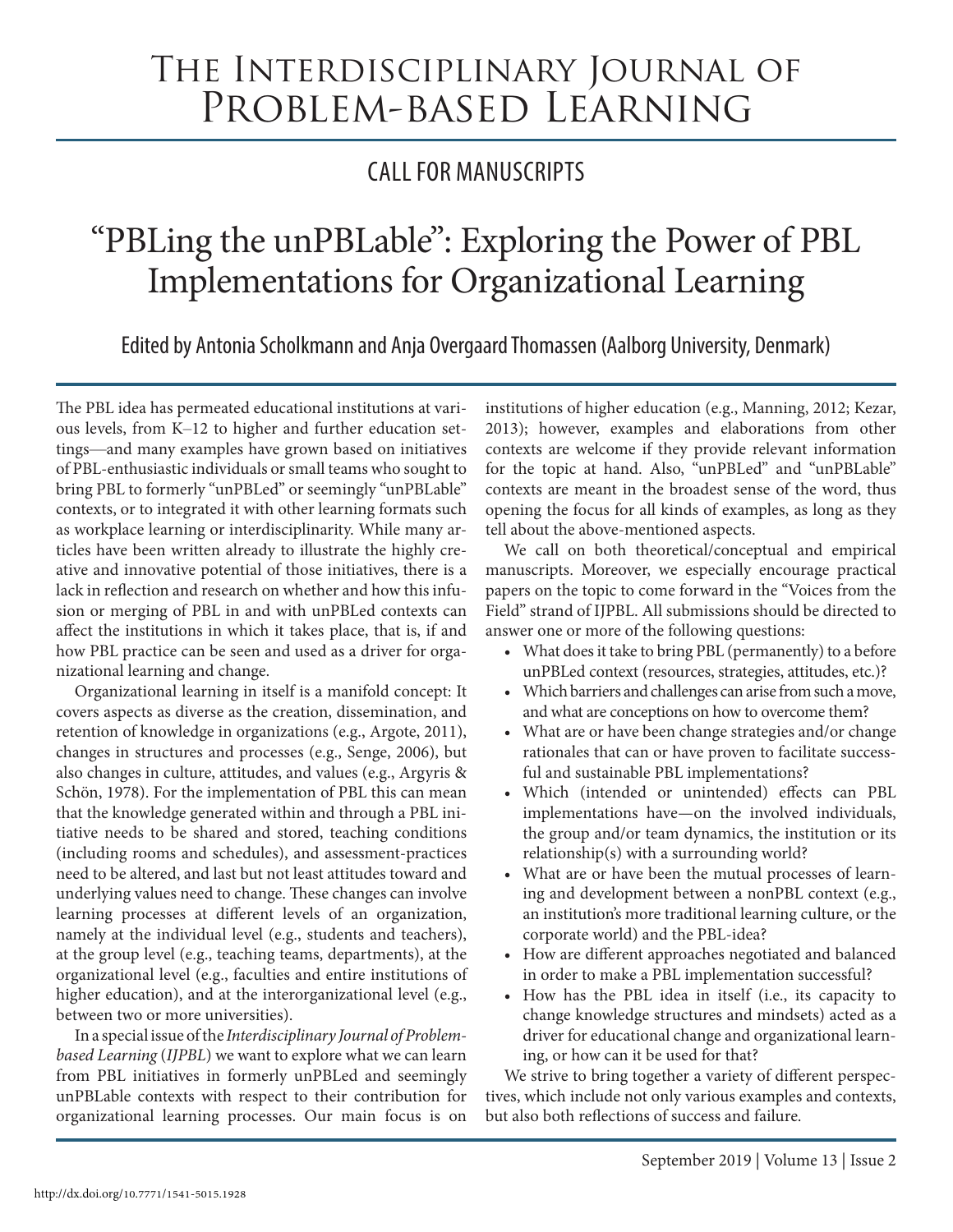# The Interdisciplinary Journal of Problem-based Learning

## CALL FOR MANUSCRIPTS

# "PBLing the unPBLable": Exploring the Power of PBL Implementations for Organizational Learning

Edited by Antonia Scholkmann and Anja Overgaard Thomassen (Aalborg University, Denmark)

The PBL idea has permeated educational institutions at various levels, from K–12 to higher and further education settings—and many examples have grown based on initiatives of PBL-enthusiastic individuals or small teams who sought to bring PBL to formerly "unPBLed" or seemingly "unPBLable" contexts, or to integrated it with other learning formats such as workplace learning or interdisciplinarity. While many articles have been written already to illustrate the highly creative and innovative potential of those initiatives, there is a lack in reflection and research on whether and how this infusion or merging of PBL in and with unPBLed contexts can affect the institutions in which it takes place, that is, if and how PBL practice can be seen and used as a driver for organizational learning and change.

Organizational learning in itself is a manifold concept: It covers aspects as diverse as the creation, dissemination, and retention of knowledge in organizations (e.g., Argote, 2011), changes in structures and processes (e.g., Senge, 2006), but also changes in culture, attitudes, and values (e.g., Argyris & Schön, 1978). For the implementation of PBL this can mean that the knowledge generated within and through a PBL initiative needs to be shared and stored, teaching conditions (including rooms and schedules), and assessment-practices need to be altered, and last but not least attitudes toward and underlying values need to change. These changes can involve learning processes at different levels of an organization, namely at the individual level (e.g., students and teachers), at the group level (e.g., teaching teams, departments), at the organizational level (e.g., faculties and entire institutions of higher education), and at the interorganizational level (e.g., between two or more universities).

In a special issue of the *Interdisciplinary Journal of Problem-based Learning* (*IJPBL*) we want to explore what we can learn from PBL initiatives in formerly unPBLed and seemingly unPBLable contexts with respect to their contribution for organizational learning processes. Our main focus is on institutions of higher education (e.g., Manning, 2012; Kezar, 2013); however, examples and elaborations from other contexts are welcome if they provide relevant information for the topic at hand. Also, "unPBLed" and "unPBLable" contexts are meant in the broadest sense of the word, thus opening the focus for all kinds of examples, as long as they tell about the above-mentioned aspects.

We call on both theoretical/conceptual and empirical manuscripts. Moreover, we especially encourage practical papers on the topic to come forward in the "Voices from the Field" strand of IJPBL. All submissions should be directed to answer one or more of the following questions:

- What does it take to bring PBL (permanently) to a before unPBLed context (resources, strategies, attitudes, etc.)?
- Which barriers and challenges can arise from such a move, and what are conceptions on how to overcome them?
- What are or have been change strategies and/or change rationales that can or have proven to facilitate successful and sustainable PBL implementations?
- Which (intended or unintended) effects can PBL implementations have—on the involved individuals, the group and/or team dynamics, the institution or its relationship(s) with a surrounding world?
- What are or have been the mutual processes of learning and development between a nonPBL context (e.g., an institution's more traditional learning culture, or the corporate world) and the PBL-idea?
- How are different approaches negotiated and balanced in order to make a PBL implementation successful?
- How has the PBL idea in itself (i.e., its capacity to change knowledge structures and mindsets) acted as a driver for educational change and organizational learning, or how can it be used for that?

We strive to bring together a variety of different perspectives, which include not only various examples and contexts, but also both reflections of success and failure.

http://dx.doi.org/10.7771/1541-5015.1928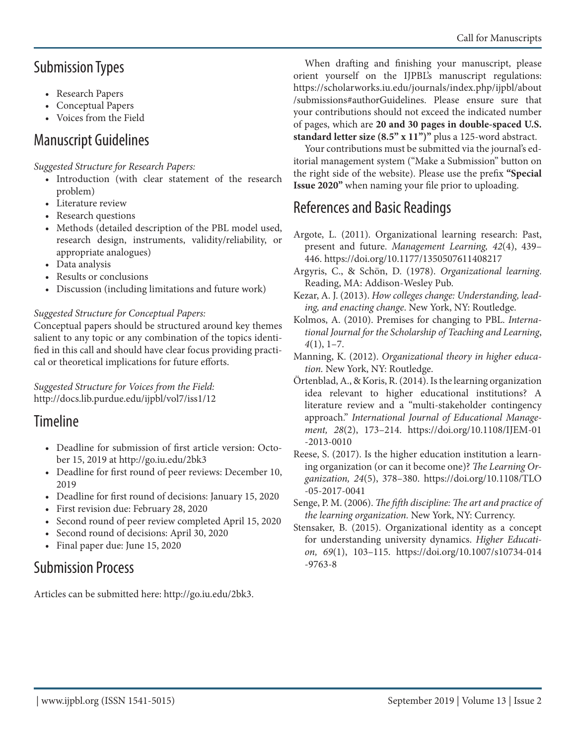## Submission Types

- Research Papers
- Conceptual Papers
- Voices from the Field

## Manuscript Guidelines

*Suggested Structure for Research Papers:*

- Introduction (with clear statement of the research problem)
- Literature review
- Research questions
- Methods (detailed description of the PBL model used, research design, instruments, validity/reliability, or appropriate analogues)
- Data analysis
- Results or conclusions
- Discussion (including limitations and future work)

*Suggested Structure for Conceptual Papers:*

Conceptual papers should be structured around key themes salient to any topic or any combination of the topics identified in this call and should have clear focus providing practical or theoretical implications for future efforts.

*Suggested Structure for Voices from the Field:*
http://docs.lib.purdue.edu/ijpbl/vol7/iss1/12

## Timeline

- Deadline for submission of first article version: October 15, 2019 at http://go.iu.edu/2bk3
- Deadline for first round of peer reviews: December 10, 2019
- Deadline for first round of decisions: January 15, 2020
- First revision due: February 28, 2020
- Second round of peer review completed April 15, 2020
- Second round of decisions: April 30, 2020
- Final paper due: June 15, 2020

## Submission Process

Articles can be submitted here: http://go.iu.edu/2bk3.

When drafting and finishing your manuscript, please orient yourself on the IJPBL's manuscript regulations: https://scholarworks.iu.edu/journals/index.php/ijpbl/about/submissions#authorGuidelines. Please ensure sure that your contributions should not exceed the indicated number of pages, which are **20 and 30 pages in double-spaced U.S. standard letter size (8.5" x 11")"** plus a 125-word abstract.

Your contributions must be submitted via the journal's editorial management system ("Make a Submission" button on the right side of the website). Please use the prefix **"Special Issue 2020"** when naming your file prior to uploading.

## References and Basic Readings

Argote, L. (2011). Organizational learning research: Past, present and future. *Management Learning, 42*(4), 439–446. https://doi.org/10.1177/1350507611408217

Argyris, C., & Schön, D. (1978). *Organizational learning*. Reading, MA: Addison-Wesley Pub.

Kezar, A. J. (2013). *How colleges change: Understanding, leading, and enacting change*. New York, NY: Routledge.

Kolmos, A. (2010). Premises for changing to PBL. *International Journal for the Scholarship of Teaching and Learning*, *4*(1), 1–7.

Manning, K. (2012). *Organizational theory in higher education*. New York, NY: Routledge.

Örtenblad, A., & Koris, R. (2014). Is the learning organization idea relevant to higher educational institutions? A literature review and a "multi-stakeholder contingency approach." *International Journal of Educational Management, 28*(2), 173–214. https://doi.org/10.1108/IJEM-01-2013-0010

Reese, S. (2017). Is the higher education institution a learning organization (or can it become one)? *The Learning Organization, 24*(5), 378–380. https://doi.org/10.1108/TLO-05-2017-0041

Senge, P. M. (2006). *The fifth discipline: The art and practice of the learning organization.* New York, NY: Currency.

Stensaker, B. (2015). Organizational identity as a concept for understanding university dynamics. *Higher Education, 69*(1), 103–115. https://doi.org/10.1007/s10734-014-9763-8